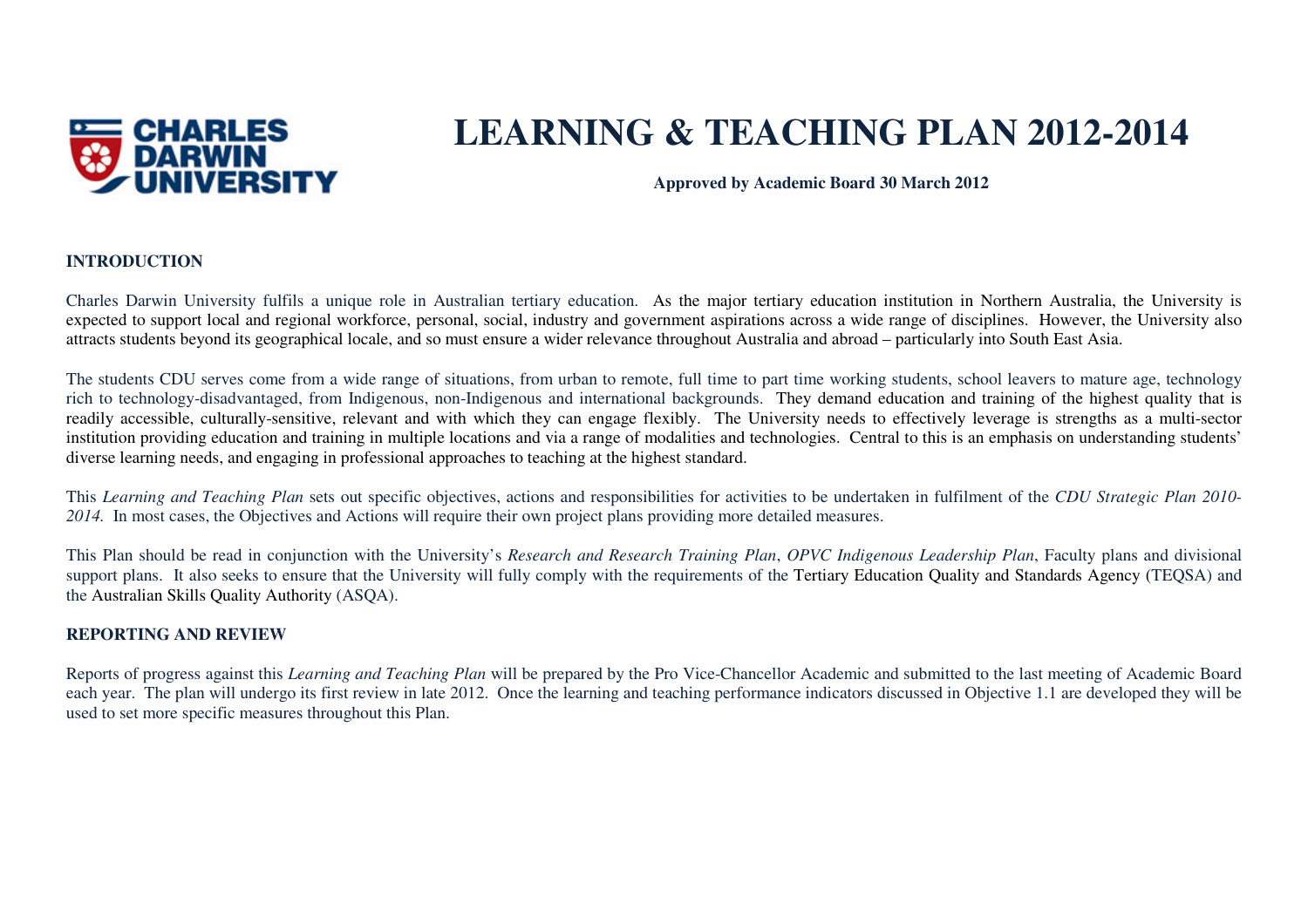CHARLES DARWIN UNIVERSITY

# LEARNING & TEACHING PLAN 2012-2014

**Approved by Academic Board 30 March 2012**

## INTRODUCTION

Charles Darwin University fulfils a unique role in Australian tertiary education. As the major tertiary education institution in Northern Australia, the University is expected to support local and regional workforce, personal, social, industry and government aspirations across a wide range of disciplines. However, the University also attracts students beyond its geographical locale, and so must ensure a wider relevance throughout Australia and abroad – particularly into South East Asia.

The students CDU serves come from a wide range of situations, from urban to remote, full time to part time working students, school leavers to mature age, technology rich to technology-disadvantaged, from Indigenous, non-Indigenous and international backgrounds. They demand education and training of the highest quality that is readily accessible, culturally-sensitive, relevant and with which they can engage flexibly. The University needs to effectively leverage is strengths as a multi-sector institution providing education and training in multiple locations and via a range of modalities and technologies. Central to this is an emphasis on understanding students' diverse learning needs, and engaging in professional approaches to teaching at the highest standard.

This *Learning and Teaching Plan* sets out specific objectives, actions and responsibilities for activities to be undertaken in fulfilment of the *CDU Strategic Plan 2010-2014.* In most cases, the Objectives and Actions will require their own project plans providing more detailed measures.

This Plan should be read in conjunction with the University's *Research and Research Training Plan*, *OPVC Indigenous Leadership Plan*, Faculty plans and divisional support plans. It also seeks to ensure that the University will fully comply with the requirements of the Tertiary Education Quality and Standards Agency (TEQSA) and the Australian Skills Quality Authority (ASQA).

## REPORTING AND REVIEW

Reports of progress against this *Learning and Teaching Plan* will be prepared by the Pro Vice-Chancellor Academic and submitted to the last meeting of Academic Board each year. The plan will undergo its first review in late 2012. Once the learning and teaching performance indicators discussed in Objective 1.1 are developed they will be used to set more specific measures throughout this Plan.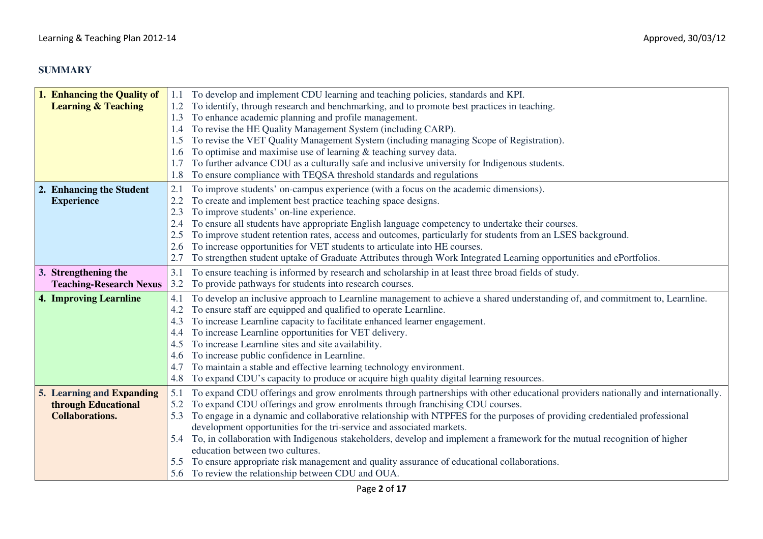## SUMMARY

| | |
|---|---|
| **1. Enhancing the Quality of Learning & Teaching** | 1.1 To develop and implement CDU learning and teaching policies, standards and KPI.<br>1.2 To identify, through research and benchmarking, and to promote best practices in teaching.<br>1.3 To enhance academic planning and profile management.<br>1.4 To revise the HE Quality Management System (including CARP).<br>1.5 To revise the VET Quality Management System (including managing Scope of Registration).<br>1.6 To optimise and maximise use of learning & teaching survey data.<br>1.7 To further advance CDU as a culturally safe and inclusive university for Indigenous students.<br>1.8 To ensure compliance with TEQSA threshold standards and regulations |
| **2. Enhancing the Student Experience** | 2.1 To improve students' on-campus experience (with a focus on the academic dimensions).<br>2.2 To create and implement best practice teaching space designs.<br>2.3 To improve students' on-line experience.<br>2.4 To ensure all students have appropriate English language competency to undertake their courses.<br>2.5 To improve student retention rates, access and outcomes, particularly for students from an LSES background.<br>2.6 To increase opportunities for VET students to articulate into HE courses.<br>2.7 To strengthen student uptake of Graduate Attributes through Work Integrated Learning opportunities and ePortfolios. |
| **3. Strengthening the Teaching-Research Nexus** | 3.1 To ensure teaching is informed by research and scholarship in at least three broad fields of study.<br>3.2 To provide pathways for students into research courses. |
| **4. Improving Learnline** | 4.1 To develop an inclusive approach to Learnline management to achieve a shared understanding of, and commitment to, Learnline.<br>4.2 To ensure staff are equipped and qualified to operate Learnline.<br>4.3 To increase Learnline capacity to facilitate enhanced learner engagement.<br>4.4 To increase Learnline opportunities for VET delivery.<br>4.5 To increase Learnline sites and site availability.<br>4.6 To increase public confidence in Learnline.<br>4.7 To maintain a stable and effective learning technology environment.<br>4.8 To expand CDU's capacity to produce or acquire high quality digital learning resources. |
| **5. Learning and Expanding through Educational Collaborations.** | 5.1 To expand CDU offerings and grow enrolments through partnerships with other educational providers nationally and internationally.<br>5.2 To expand CDU offerings and grow enrolments through franchising CDU courses.<br>5.3 To engage in a dynamic and collaborative relationship with NTPFES for the purposes of providing credentialed professional development opportunities for the tri-service and associated markets.<br>5.4 To, in collaboration with Indigenous stakeholders, develop and implement a framework for the mutual recognition of higher education between two cultures.<br>5.5 To ensure appropriate risk management and quality assurance of educational collaborations.<br>5.6 To review the relationship between CDU and OUA. |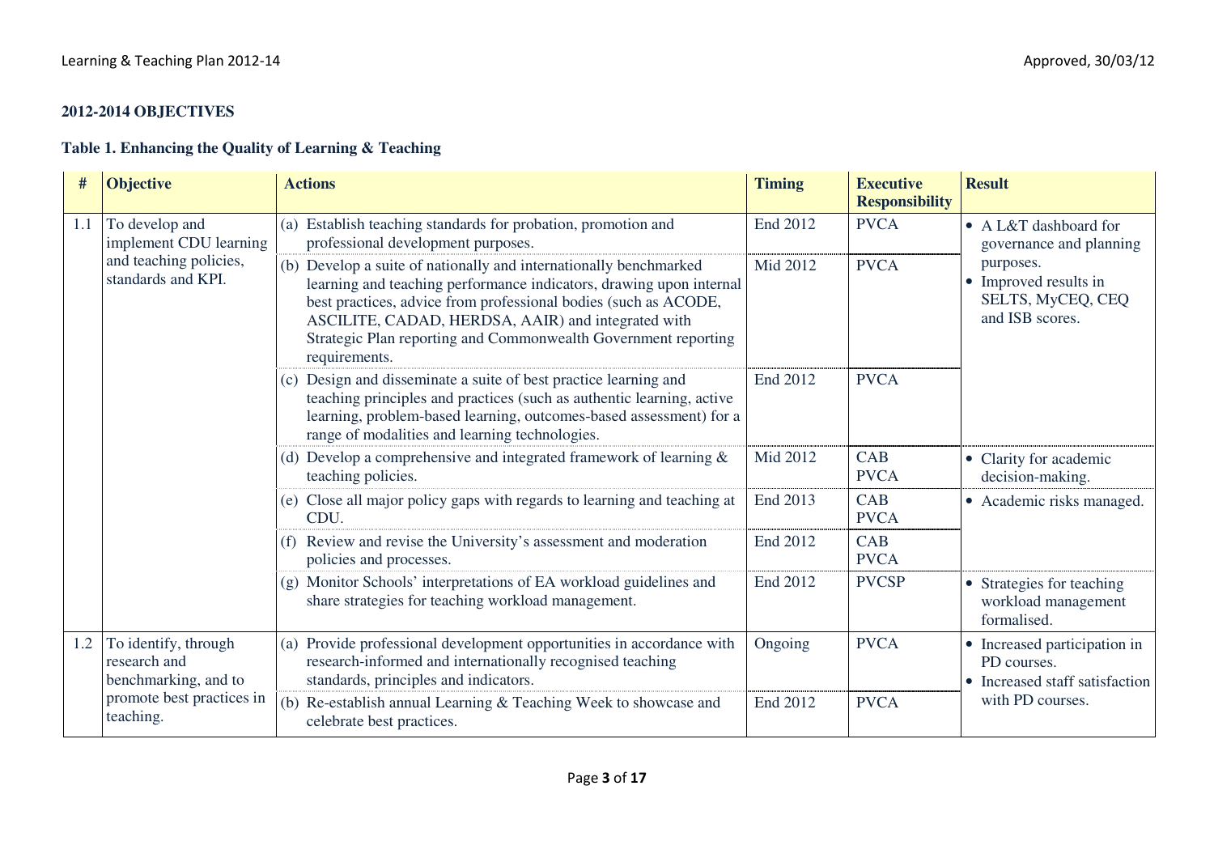**2012-2014 OBJECTIVES**

**Table 1. Enhancing the Quality of Learning & Teaching**

| # | Objective | Actions | Timing | Executive Responsibility | Result |
|---|---|---|---|---|---|
| 1.1 | To develop and implement CDU learning and teaching policies, standards and KPI. | (a) Establish teaching standards for probation, promotion and professional development purposes. | End 2012 | PVCA | • A L&T dashboard for governance and planning purposes.<br>• Improved results in SELTS, MyCEQ, CEQ and ISB scores. |
| | | (b) Develop a suite of nationally and internationally benchmarked learning and teaching performance indicators, drawing upon internal best practices, advice from professional bodies (such as ACODE, ASCILITE, CADAD, HERDSA, AAIR) and integrated with Strategic Plan reporting and Commonwealth Government reporting requirements. | Mid 2012 | PVCA | |
| | | (c) Design and disseminate a suite of best practice learning and teaching principles and practices (such as authentic learning, active learning, problem-based learning, outcomes-based assessment) for a range of modalities and learning technologies. | End 2012 | PVCA | |
| | | (d) Develop a comprehensive and integrated framework of learning & teaching policies. | Mid 2012 | CAB<br>PVCA | • Clarity for academic decision-making. |
| | | (e) Close all major policy gaps with regards to learning and teaching at CDU. | End 2013 | CAB<br>PVCA | • Academic risks managed. |
| | | (f) Review and revise the University's assessment and moderation policies and processes. | End 2012 | CAB<br>PVCA | |
| | | (g) Monitor Schools' interpretations of EA workload guidelines and share strategies for teaching workload management. | End 2012 | PVCSP | • Strategies for teaching workload management formalised. |
| 1.2 | To identify, through research and benchmarking, and to promote best practices in teaching. | (a) Provide professional development opportunities in accordance with research-informed and internationally recognised teaching standards, principles and indicators. | Ongoing | PVCA | • Increased participation in PD courses.<br>• Increased staff satisfaction with PD courses. |
| | | (b) Re-establish annual Learning & Teaching Week to showcase and celebrate best practices. | End 2012 | PVCA | |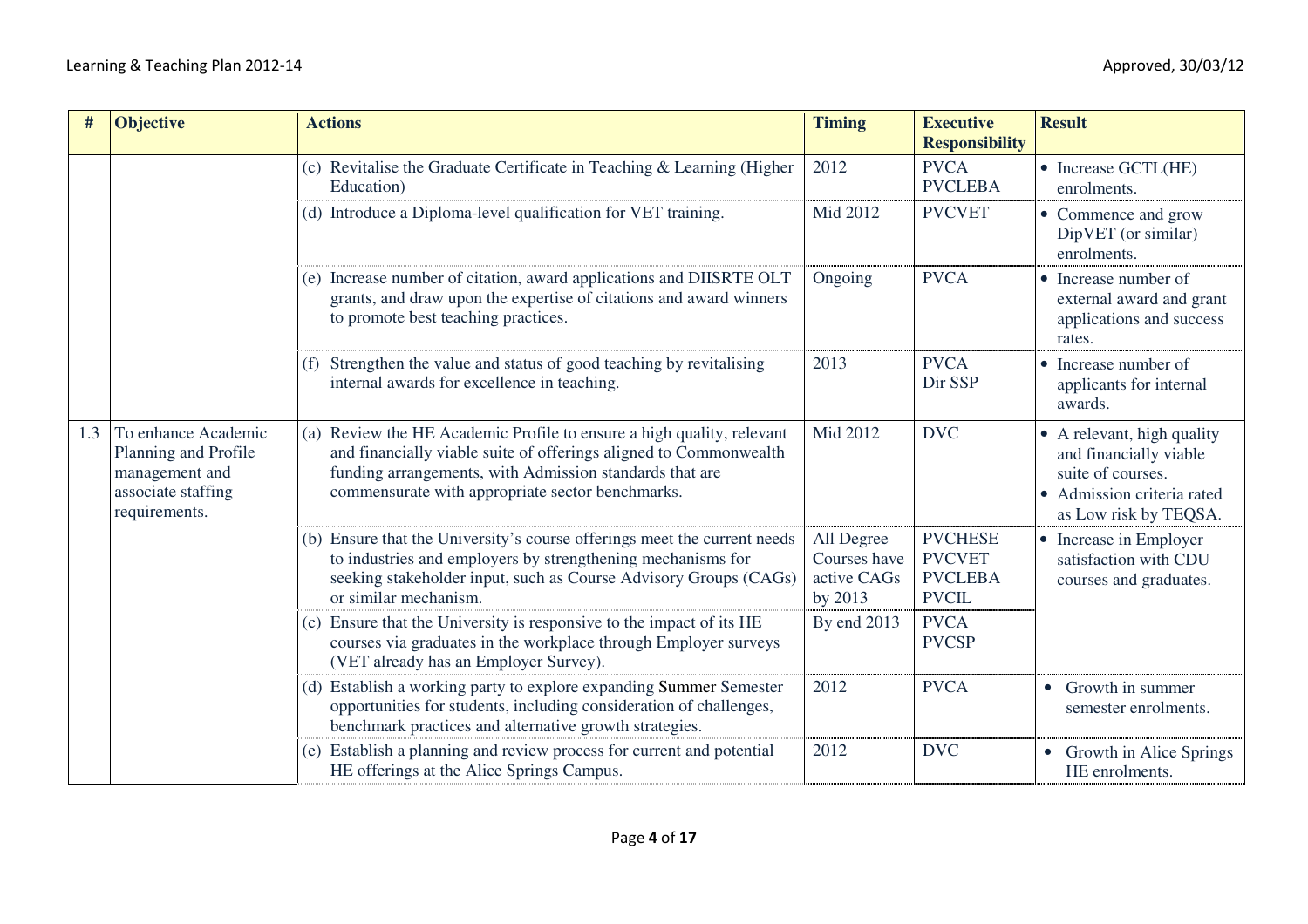| # | Objective | Actions | Timing | Executive Responsibility | Result |
|---|---|---|---|---|---|
| | | (c) Revitalise the Graduate Certificate in Teaching & Learning (Higher Education) | 2012 | PVCA PVCLEBA | • Increase GCTL(HE) enrolments. |
| | | (d) Introduce a Diploma-level qualification for VET training. | Mid 2012 | PVCVET | • Commence and grow DipVET (or similar) enrolments. |
| | | (e) Increase number of citation, award applications and DIISRTE OLT grants, and draw upon the expertise of citations and award winners to promote best teaching practices. | Ongoing | PVCA | • Increase number of external award and grant applications and success rates. |
| | | (f) Strengthen the value and status of good teaching by revitalising internal awards for excellence in teaching. | 2013 | PVCA Dir SSP | • Increase number of applicants for internal awards. |
| 1.3 | To enhance Academic Planning and Profile management and associate staffing requirements. | (a) Review the HE Academic Profile to ensure a high quality, relevant and financially viable suite of offerings aligned to Commonwealth funding arrangements, with Admission standards that are commensurate with appropriate sector benchmarks. | Mid 2012 | DVC | • A relevant, high quality and financially viable suite of courses. • Admission criteria rated as Low risk by TEQSA. |
| | | (b) Ensure that the University's course offerings meet the current needs to industries and employers by strengthening mechanisms for seeking stakeholder input, such as Course Advisory Groups (CAGs) or similar mechanism. | All Degree Courses have active CAGs by 2013 | PVCHESE PVCVET PVCLEBA PVCIL | • Increase in Employer satisfaction with CDU courses and graduates. |
| | | (c) Ensure that the University is responsive to the impact of its HE courses via graduates in the workplace through Employer surveys (VET already has an Employer Survey). | By end 2013 | PVCA PVCSP | |
| | | (d) Establish a working party to explore expanding Summer Semester opportunities for students, including consideration of challenges, benchmark practices and alternative growth strategies. | 2012 | PVCA | • Growth in summer semester enrolments. |
| | | (e) Establish a planning and review process for current and potential HE offerings at the Alice Springs Campus. | 2012 | DVC | • Growth in Alice Springs HE enrolments. |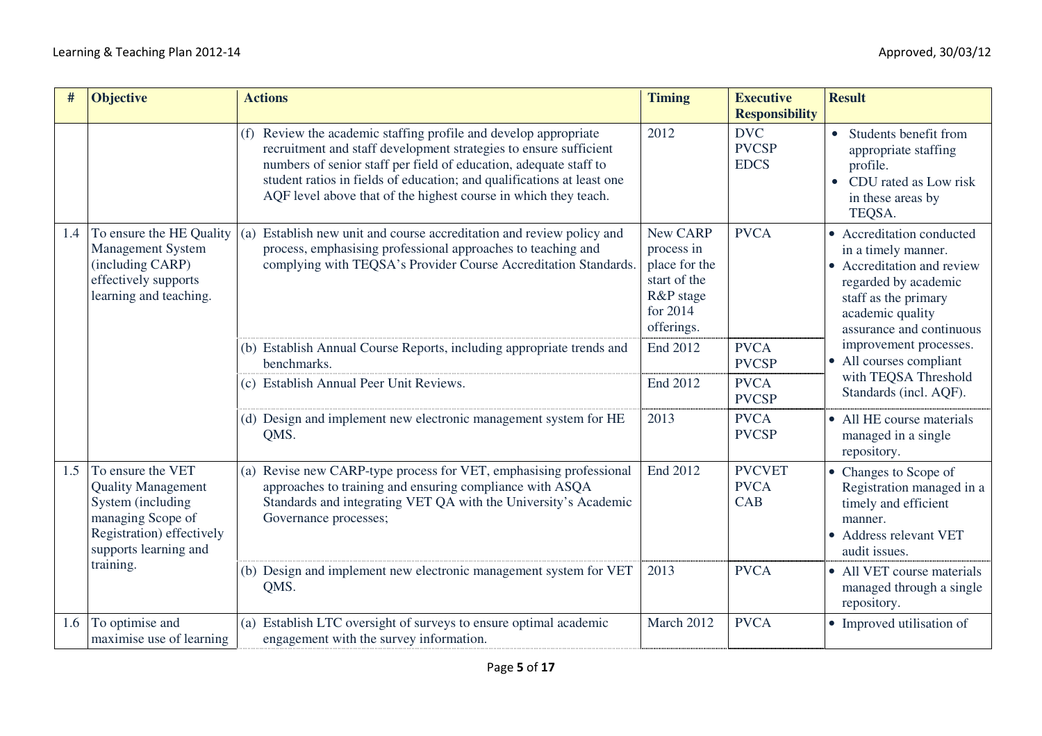| # | Objective | Actions | Timing | Executive Responsibility | Result |
|---|---|---|---|---|---|
| | | (f) Review the academic staffing profile and develop appropriate recruitment and staff development strategies to ensure sufficient numbers of senior staff per field of education, adequate staff to student ratios in fields of education; and qualifications at least one AQF level above that of the highest course in which they teach. | 2012 | DVC<br>PVCSP<br>EDCS | • Students benefit from appropriate staffing profile.<br>• CDU rated as Low risk in these areas by TEQSA. |
| 1.4 | To ensure the HE Quality Management System (including CARP) effectively supports learning and teaching. | (a) Establish new unit and course accreditation and review policy and process, emphasising professional approaches to teaching and complying with TEQSA's Provider Course Accreditation Standards. | New CARP process in place for the start of the R&P stage for 2014 offerings. | PVCA | • Accreditation conducted in a timely manner.<br>• Accreditation and review regarded by academic staff as the primary academic quality assurance and continuous improvement processes.<br>• All courses compliant with TEQSA Threshold Standards (incl. AQF). |
| | | (b) Establish Annual Course Reports, including appropriate trends and benchmarks. | End 2012 | PVCA<br>PVCSP | |
| | | (c) Establish Annual Peer Unit Reviews. | End 2012 | PVCA<br>PVCSP | |
| | | (d) Design and implement new electronic management system for HE QMS. | 2013 | PVCA<br>PVCSP | • All HE course materials managed in a single repository. |
| 1.5 | To ensure the VET Quality Management System (including managing Scope of Registration) effectively supports learning and training. | (a) Revise new CARP-type process for VET, emphasising professional approaches to training and ensuring compliance with ASQA Standards and integrating VET QA with the University's Academic Governance processes; | End 2012 | PVCVET<br>PVCA<br>CAB | • Changes to Scope of Registration managed in a timely and efficient manner.<br>• Address relevant VET audit issues. |
| | | (b) Design and implement new electronic management system for VET QMS. | 2013 | PVCA | • All VET course materials managed through a single repository. |
| 1.6 | To optimise and maximise use of learning | (a) Establish LTC oversight of surveys to ensure optimal academic engagement with the survey information. | March 2012 | PVCA | • Improved utilisation of |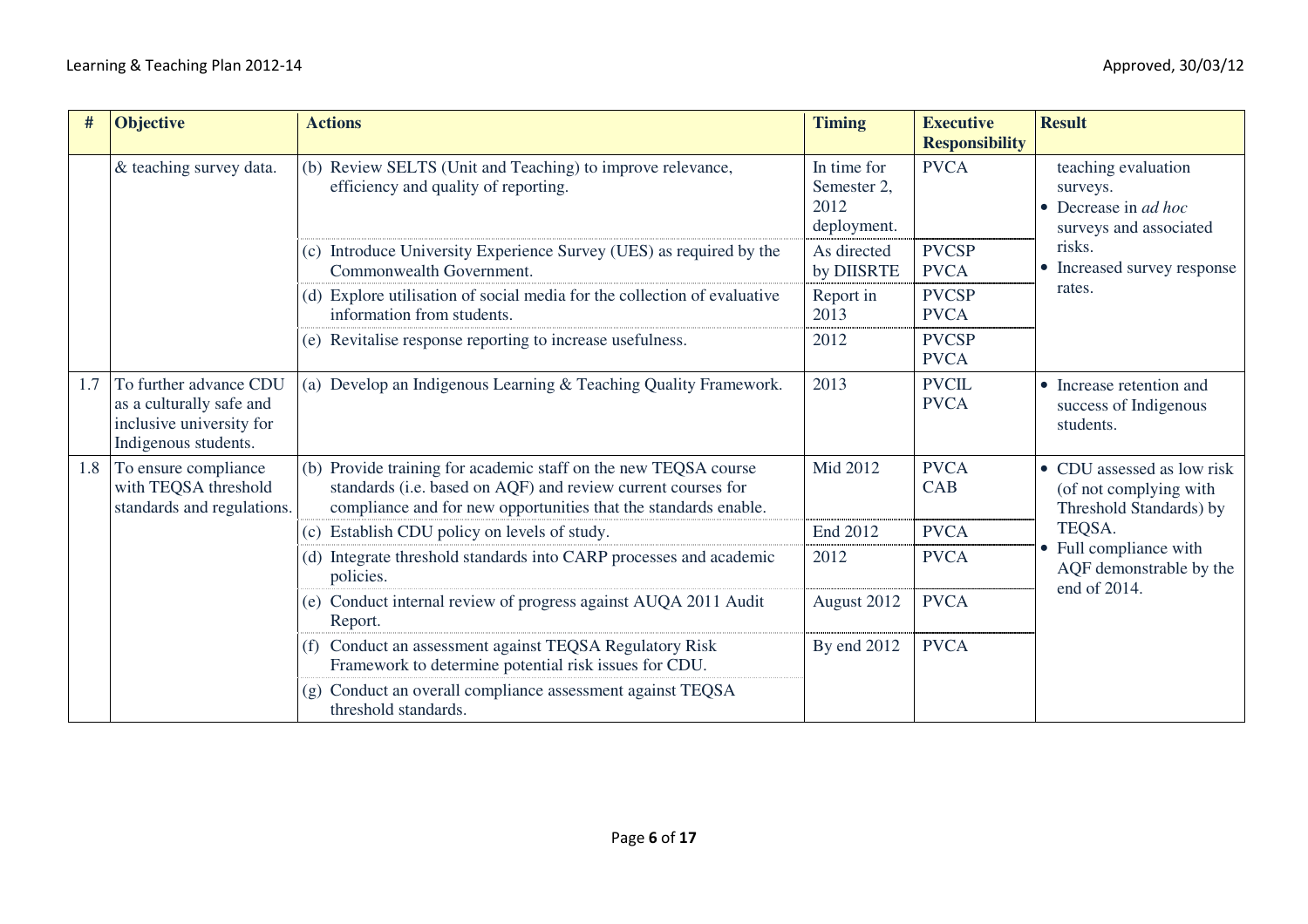| # | Objective | Actions | Timing | Executive Responsibility | Result |
|---|---|---|---|---|---|
| | & teaching survey data. | (b) Review SELTS (Unit and Teaching) to improve relevance, efficiency and quality of reporting. | In time for Semester 2, 2012 deployment. | PVCA | teaching evaluation surveys.<br>• Decrease in *ad hoc* surveys and associated risks.<br>• Increased survey response rates. |
| | | (c) Introduce University Experience Survey (UES) as required by the Commonwealth Government. | As directed by DIISRTE | PVCSP<br>PVCA | |
| | | (d) Explore utilisation of social media for the collection of evaluative information from students. | Report in 2013 | PVCSP<br>PVCA | |
| | | (e) Revitalise response reporting to increase usefulness. | 2012 | PVCSP<br>PVCA | |
| 1.7 | To further advance CDU as a culturally safe and inclusive university for Indigenous students. | (a) Develop an Indigenous Learning & Teaching Quality Framework. | 2013 | PVCIL<br>PVCA | • Increase retention and success of Indigenous students. |
| 1.8 | To ensure compliance with TEQSA threshold standards and regulations. | (b) Provide training for academic staff on the new TEQSA course standards (i.e. based on AQF) and review current courses for compliance and for new opportunities that the standards enable. | Mid 2012 | PVCA<br>CAB | • CDU assessed as low risk (of not complying with Threshold Standards) by TEQSA.<br>• Full compliance with AQF demonstrable by the end of 2014. |
| | | (c) Establish CDU policy on levels of study. | End 2012 | PVCA | |
| | | (d) Integrate threshold standards into CARP processes and academic policies. | 2012 | PVCA | |
| | | (e) Conduct internal review of progress against AUQA 2011 Audit Report. | August 2012 | PVCA | |
| | | (f) Conduct an assessment against TEQSA Regulatory Risk Framework to determine potential risk issues for CDU. | By end 2012 | PVCA | |
| | | (g) Conduct an overall compliance assessment against TEQSA threshold standards. | | | |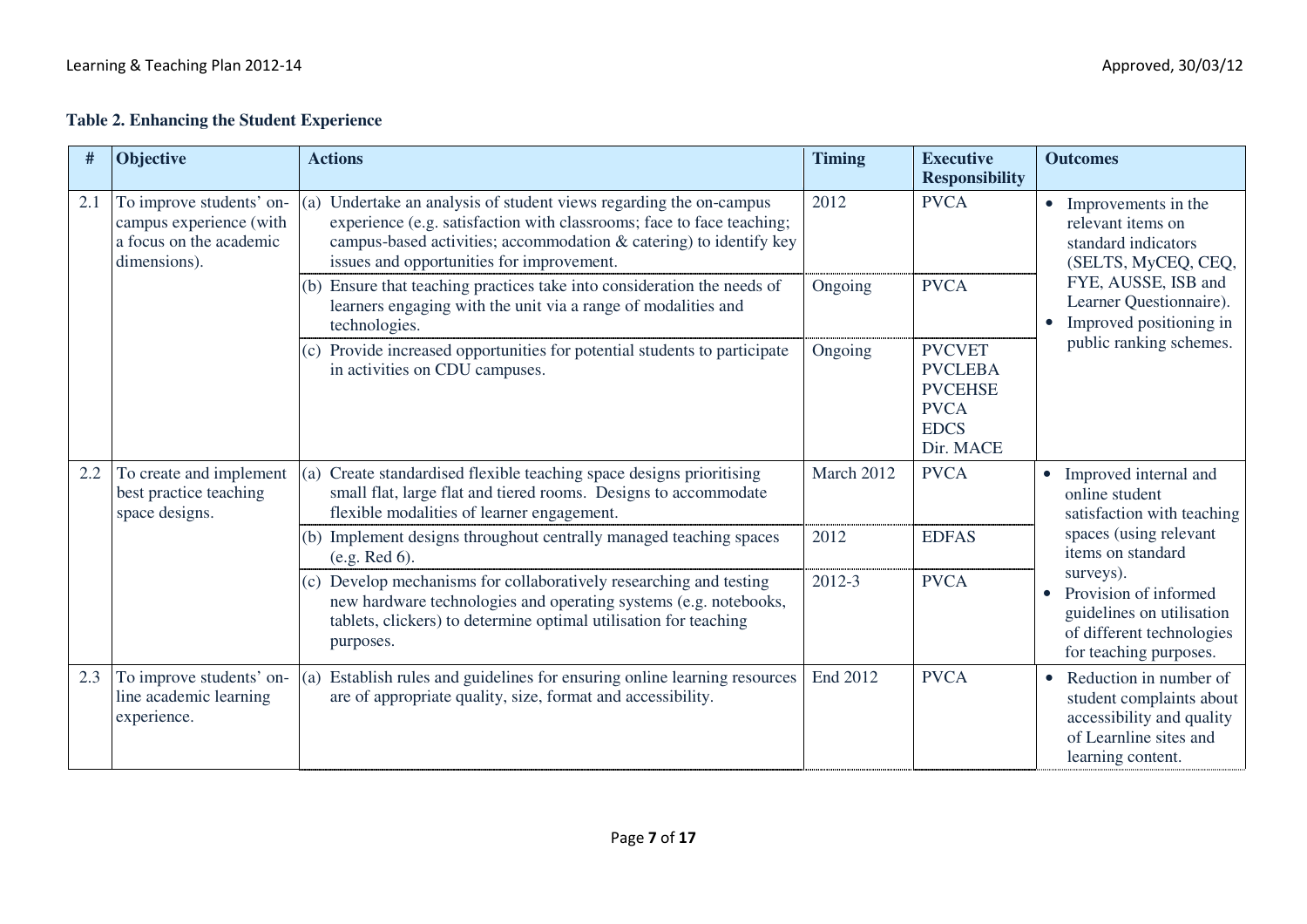**Table 2. Enhancing the Student Experience**

| # | Objective | Actions | Timing | Executive Responsibility | Outcomes |
|---|---|---|---|---|---|
| 2.1 | To improve students' on-campus experience (with a focus on the academic dimensions). | (a) Undertake an analysis of student views regarding the on-campus experience (e.g. satisfaction with classrooms; face to face teaching; campus-based activities; accommodation & catering) to identify key issues and opportunities for improvement. | 2012 | PVCA | • Improvements in the relevant items on standard indicators (SELTS, MyCEQ, CEQ, FYE, AUSSE, ISB and Learner Questionnaire).<br>• Improved positioning in public ranking schemes. |
| | | (b) Ensure that teaching practices take into consideration the needs of learners engaging with the unit via a range of modalities and technologies. | Ongoing | PVCA | |
| | | (c) Provide increased opportunities for potential students to participate in activities on CDU campuses. | Ongoing | PVCVET<br>PVCLEBA<br>PVCEHSE<br>PVCA<br>EDCS<br>Dir. MACE | |
| 2.2 | To create and implement best practice teaching space designs. | (a) Create standardised flexible teaching space designs prioritising small flat, large flat and tiered rooms. Designs to accommodate flexible modalities of learner engagement. | March 2012 | PVCA | • Improved internal and online student satisfaction with teaching spaces (using relevant items on standard surveys).<br>• Provision of informed guidelines on utilisation of different technologies for teaching purposes. |
| | | (b) Implement designs throughout centrally managed teaching spaces (e.g. Red 6). | 2012 | EDFAS | |
| | | (c) Develop mechanisms for collaboratively researching and testing new hardware technologies and operating systems (e.g. notebooks, tablets, clickers) to determine optimal utilisation for teaching purposes. | 2012-3 | PVCA | |
| 2.3 | To improve students' on-line academic learning experience. | (a) Establish rules and guidelines for ensuring online learning resources are of appropriate quality, size, format and accessibility. | End 2012 | PVCA | • Reduction in number of student complaints about accessibility and quality of Learnline sites and learning content. |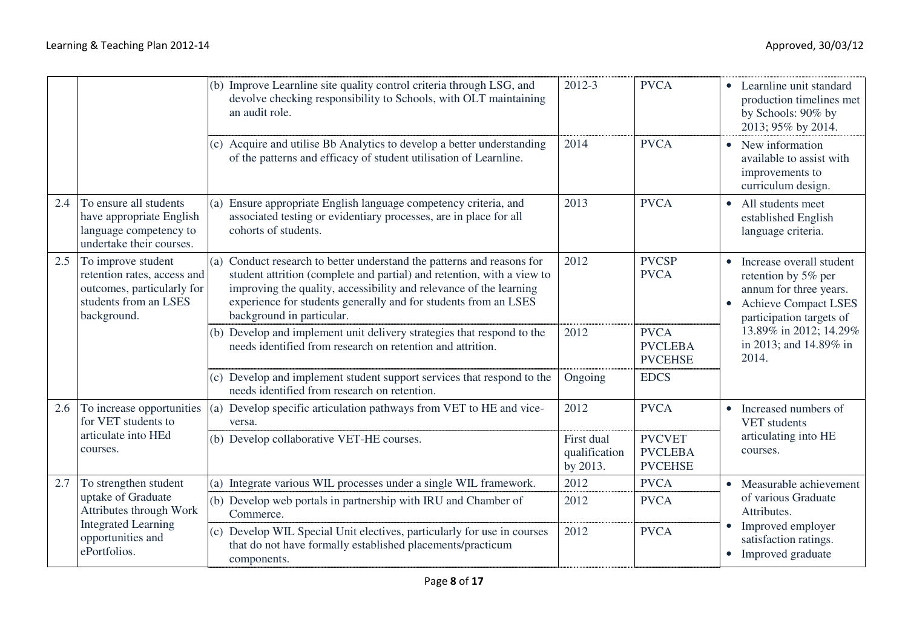| | | | | | |
|---|---|---|---|---|---|
| | | (b) Improve Learnline site quality control criteria through LSG, and devolve checking responsibility to Schools, with OLT maintaining an audit role. | 2012-3 | PVCA | • Learnline unit standard production timelines met by Schools: 90% by 2013; 95% by 2014. |
| | | (c) Acquire and utilise Bb Analytics to develop a better understanding of the patterns and efficacy of student utilisation of Learnline. | 2014 | PVCA | • New information available to assist with improvements to curriculum design. |
| 2.4 | To ensure all students have appropriate English language competency to undertake their courses. | (a) Ensure appropriate English language competency criteria, and associated testing or evidentiary processes, are in place for all cohorts of students. | 2013 | PVCA | • All students meet established English language criteria. |
| 2.5 | To improve student retention rates, access and outcomes, particularly for students from an LSES background. | (a) Conduct research to better understand the patterns and reasons for student attrition (complete and partial) and retention, with a view to improving the quality, accessibility and relevance of the learning experience for students generally and for students from an LSES background in particular. | 2012 | PVCSP<br>PVCA | • Increase overall student retention by 5% per annum for three years.<br>• Achieve Compact LSES participation targets of 13.89% in 2012; 14.29% in 2013; and 14.89% in 2014. |
| | | (b) Develop and implement unit delivery strategies that respond to the needs identified from research on retention and attrition. | 2012 | PVCA<br>PVCLEBA<br>PVCEHSE | |
| | | (c) Develop and implement student support services that respond to the needs identified from research on retention. | Ongoing | EDCS | |
| 2.6 | To increase opportunities for VET students to articulate into HEd courses. | (a) Develop specific articulation pathways from VET to HE and vice-versa. | 2012 | PVCA | • Increased numbers of VET students articulating into HE courses. |
| | | (b) Develop collaborative VET-HE courses. | First dual qualification by 2013. | PVCVET<br>PVCLEBA<br>PVCEHSE | |
| 2.7 | To strengthen student uptake of Graduate Attributes through Work Integrated Learning opportunities and ePortfolios. | (a) Integrate various WIL processes under a single WIL framework. | 2012 | PVCA | • Measurable achievement of various Graduate Attributes.<br>• Improved employer satisfaction ratings.<br>• Improved graduate |
| | | (b) Develop web portals in partnership with IRU and Chamber of Commerce. | 2012 | PVCA | |
| | | (c) Develop WIL Special Unit electives, particularly for use in courses that do not have formally established placements/practicum components. | 2012 | PVCA | |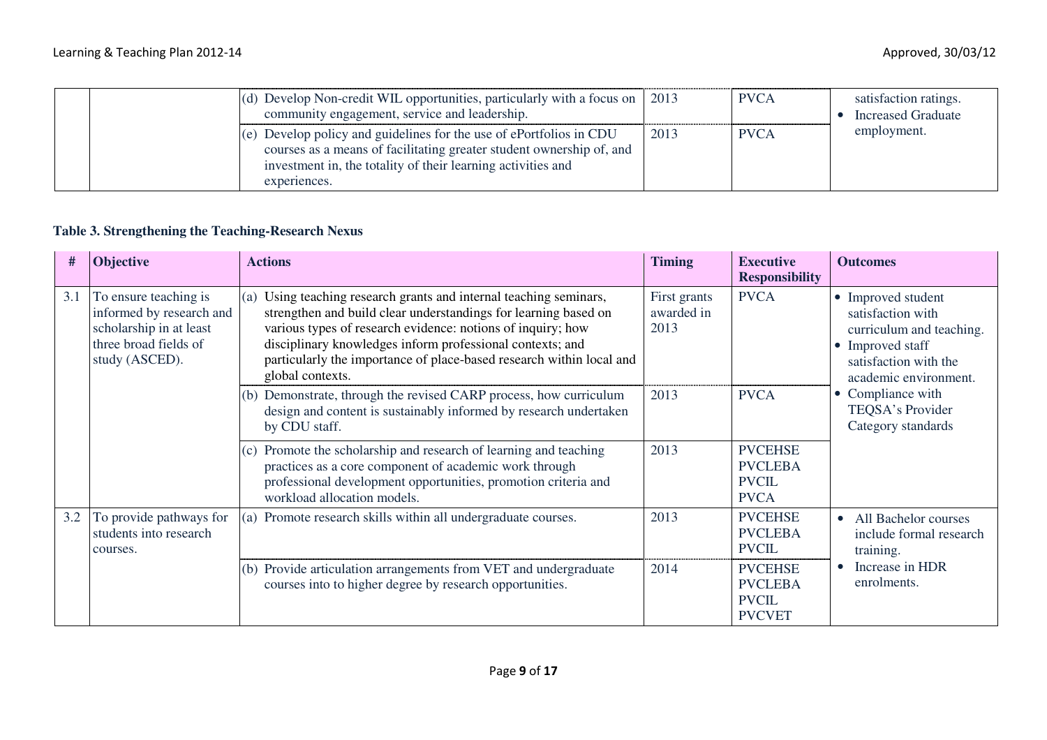| # | Objective | Actions | Timing | Executive Responsibility | Outcomes |
|---|---|---|---|---|---|
| | | (d) Develop Non-credit WIL opportunities, particularly with a focus on community engagement, service and leadership. | 2013 | PVCA | satisfaction ratings.<br>• Increased Graduate employment. |
| | | (e) Develop policy and guidelines for the use of ePortfolios in CDU courses as a means of facilitating greater student ownership of, and investment in, the totality of their learning activities and experiences. | 2013 | PVCA | |

**Table 3. Strengthening the Teaching-Research Nexus**

| # | Objective | Actions | Timing | Executive Responsibility | Outcomes |
|---|---|---|---|---|---|
| 3.1 | To ensure teaching is informed by research and scholarship in at least three broad fields of study (ASCED). | (a) Using teaching research grants and internal teaching seminars, strengthen and build clear understandings for learning based on various types of research evidence: notions of inquiry; how disciplinary knowledges inform professional contexts; and particularly the importance of place-based research within local and global contexts. | First grants awarded in 2013 | PVCA | • Improved student satisfaction with curriculum and teaching.<br>• Improved staff satisfaction with the academic environment.<br>• Compliance with TEQSA's Provider Category standards |
| | | (b) Demonstrate, through the revised CARP process, how curriculum design and content is sustainably informed by research undertaken by CDU staff. | 2013 | PVCA | |
| | | (c) Promote the scholarship and research of learning and teaching practices as a core component of academic work through professional development opportunities, promotion criteria and workload allocation models. | 2013 | PVCEHSE<br>PVCLEBA<br>PVCIL<br>PVCA | |
| 3.2 | To provide pathways for students into research courses. | (a) Promote research skills within all undergraduate courses. | 2013 | PVCEHSE<br>PVCLEBA<br>PVCIL | • All Bachelor courses include formal research training.<br>• Increase in HDR enrolments. |
| | | (b) Provide articulation arrangements from VET and undergraduate courses into to higher degree by research opportunities. | 2014 | PVCEHSE<br>PVCLEBA<br>PVCIL<br>PVCVET | |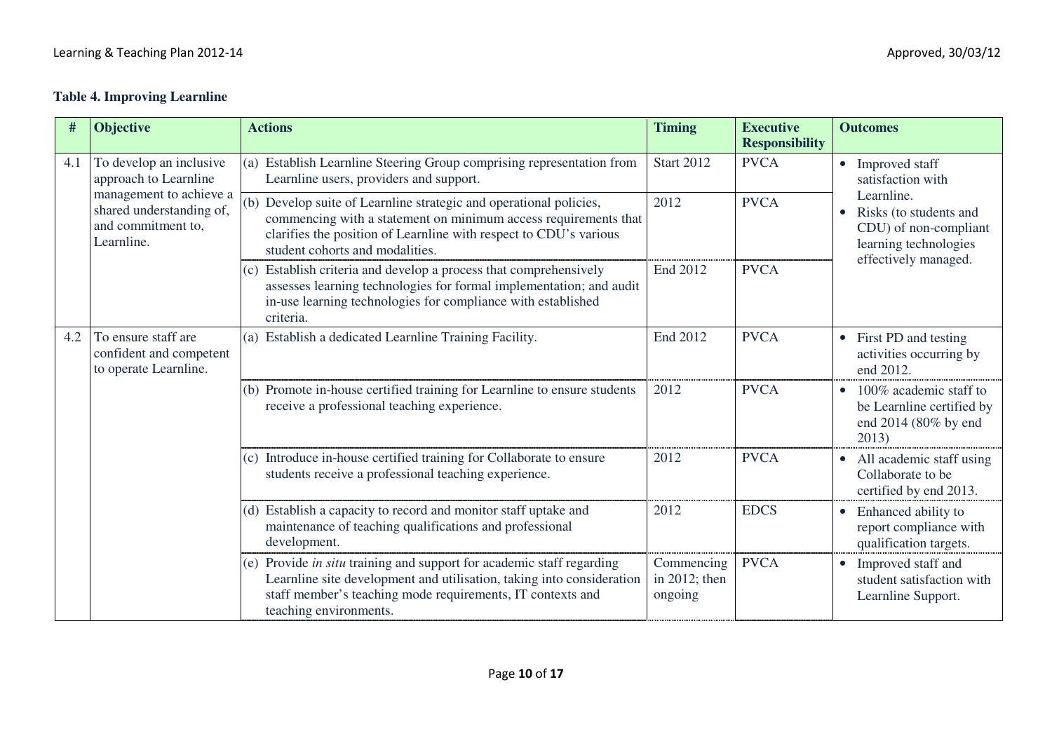**Table 4. Improving Learnline**

| # | Objective | Actions | Timing | Executive Responsibility | Outcomes |
|---|---|---|---|---|---|
| 4.1 | To develop an inclusive approach to Learnline management to achieve a shared understanding of, and commitment to, Learnline. | (a) Establish Learnline Steering Group comprising representation from Learnline users, providers and support. | Start 2012 | PVCA | • Improved staff satisfaction with Learnline. • Risks (to students and CDU) of non-compliant learning technologies effectively managed. |
| | | (b) Develop suite of Learnline strategic and operational policies, commencing with a statement on minimum access requirements that clarifies the position of Learnline with respect to CDU's various student cohorts and modalities. | 2012 | PVCA | |
| | | (c) Establish criteria and develop a process that comprehensively assesses learning technologies for formal implementation; and audit in-use learning technologies for compliance with established criteria. | End 2012 | PVCA | |
| 4.2 | To ensure staff are confident and competent to operate Learnline. | (a) Establish a dedicated Learnline Training Facility. | End 2012 | PVCA | • First PD and testing activities occurring by end 2012. |
| | | (b) Promote in-house certified training for Learnline to ensure students receive a professional teaching experience. | 2012 | PVCA | • 100% academic staff to be Learnline certified by end 2014 (80% by end 2013) |
| | | (c) Introduce in-house certified training for Collaborate to ensure students receive a professional teaching experience. | 2012 | PVCA | • All academic staff using Collaborate to be certified by end 2013. |
| | | (d) Establish a capacity to record and monitor staff uptake and maintenance of teaching qualifications and professional development. | 2012 | EDCS | • Enhanced ability to report compliance with qualification targets. |
| | | (e) Provide *in situ* training and support for academic staff regarding Learnline site development and utilisation, taking into consideration staff member's teaching mode requirements, IT contexts and teaching environments. | Commencing in 2012; then ongoing | PVCA | • Improved staff and student satisfaction with Learnline Support. |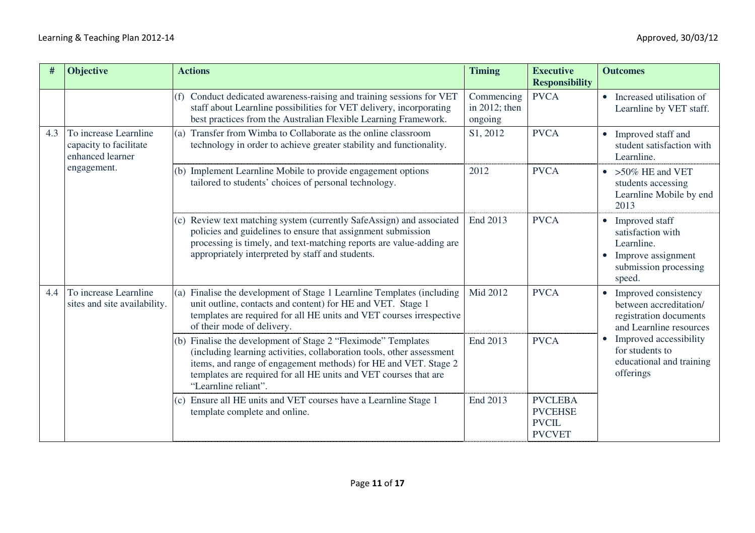| # | Objective | Actions | Timing | Executive Responsibility | Outcomes |
|---|---|---|---|---|---|
| | | (f) Conduct dedicated awareness-raising and training sessions for VET staff about Learnline possibilities for VET delivery, incorporating best practices from the Australian Flexible Learning Framework. | Commencing in 2012; then ongoing | PVCA | • Increased utilisation of Learnline by VET staff. |
| 4.3 | To increase Learnline capacity to facilitate enhanced learner engagement. | (a) Transfer from Wimba to Collaborate as the online classroom technology in order to achieve greater stability and functionality. | S1, 2012 | PVCA | • Improved staff and student satisfaction with Learnline. |
| | | (b) Implement Learnline Mobile to provide engagement options tailored to students' choices of personal technology. | 2012 | PVCA | • >50% HE and VET students accessing Learnline Mobile by end 2013 |
| | | (c) Review text matching system (currently SafeAssign) and associated policies and guidelines to ensure that assignment submission processing is timely, and text-matching reports are value-adding are appropriately interpreted by staff and students. | End 2013 | PVCA | • Improved staff satisfaction with Learnline.<br>• Improve assignment submission processing speed. |
| 4.4 | To increase Learnline sites and site availability. | (a) Finalise the development of Stage 1 Learnline Templates (including unit outline, contacts and content) for HE and VET. Stage 1 templates are required for all HE units and VET courses irrespective of their mode of delivery. | Mid 2012 | PVCA | • Improved consistency between accreditation/ registration documents and Learnline resources<br>• Improved accessibility for students to educational and training offerings |
| | | (b) Finalise the development of Stage 2 "Fleximode" Templates (including learning activities, collaboration tools, other assessment items, and range of engagement methods) for HE and VET. Stage 2 templates are required for all HE units and VET courses that are "Learnline reliant". | End 2013 | PVCA | |
| | | (c) Ensure all HE units and VET courses have a Learnline Stage 1 template complete and online. | End 2013 | PVCLEBA<br>PVCEHSE<br>PVCIL<br>PVCVET | |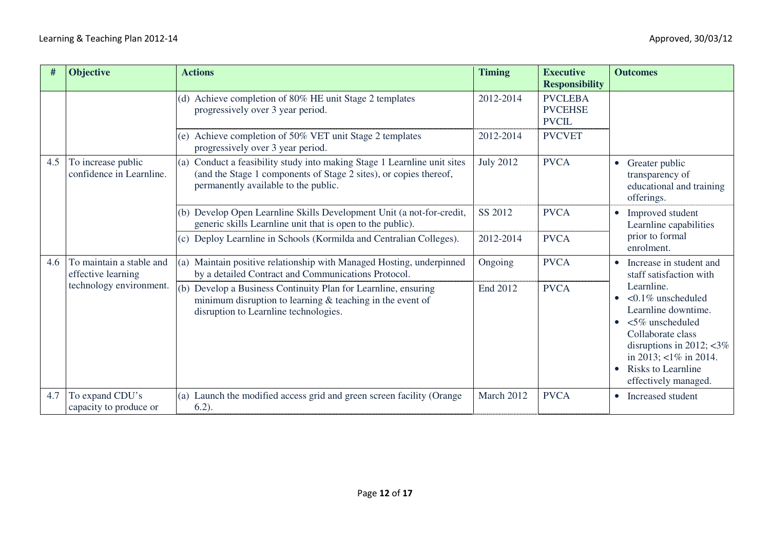| # | Objective | Actions | Timing | Executive Responsibility | Outcomes |
|---|---|---|---|---|---|
| | | (d) Achieve completion of 80% HE unit Stage 2 templates progressively over 3 year period. | 2012-2014 | PVCLEBA PVCEHSE PVCIL | |
| | | (e) Achieve completion of 50% VET unit Stage 2 templates progressively over 3 year period. | 2012-2014 | PVCVET | |
| 4.5 | To increase public confidence in Learnline. | (a) Conduct a feasibility study into making Stage 1 Learnline unit sites (and the Stage 1 components of Stage 2 sites), or copies thereof, permanently available to the public. | July 2012 | PVCA | • Greater public transparency of educational and training offerings. |
| | | (b) Develop Open Learnline Skills Development Unit (a not-for-credit, generic skills Learnline unit that is open to the public). | SS 2012 | PVCA | • Improved student Learnline capabilities prior to formal enrolment. |
| | | (c) Deploy Learnline in Schools (Kormilda and Centralian Colleges). | 2012-2014 | PVCA | |
| 4.6 | To maintain a stable and effective learning technology environment. | (a) Maintain positive relationship with Managed Hosting, underpinned by a detailed Contract and Communications Protocol. | Ongoing | PVCA | • Increase in student and staff satisfaction with Learnline.<br>• <0.1% unscheduled Learnline downtime.<br>• <5% unscheduled Collaborate class disruptions in 2012; <3% in 2013; <1% in 2014.<br>• Risks to Learnline effectively managed. |
| | | (b) Develop a Business Continuity Plan for Learnline, ensuring minimum disruption to learning & teaching in the event of disruption to Learnline technologies. | End 2012 | PVCA | |
| 4.7 | To expand CDU's capacity to produce or | (a) Launch the modified access grid and green screen facility (Orange 6.2). | March 2012 | PVCA | • Increased student |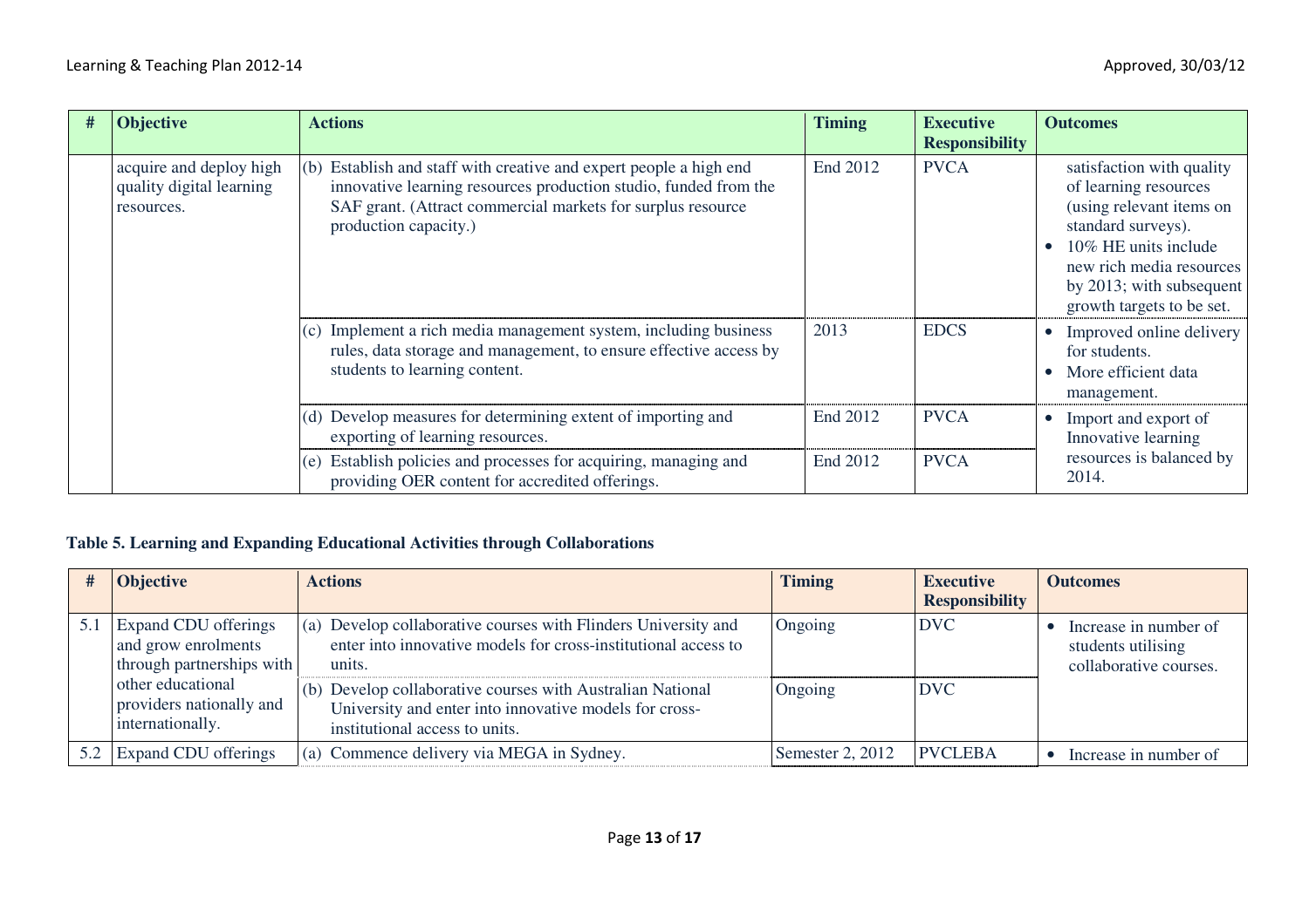| # | Objective | Actions | Timing | Executive Responsibility | Outcomes |
|---|---|---|---|---|---|
| | acquire and deploy high quality digital learning resources. | (b) Establish and staff with creative and expert people a high end innovative learning resources production studio, funded from the SAF grant. (Attract commercial markets for surplus resource production capacity.) | End 2012 | PVCA | satisfaction with quality of learning resources (using relevant items on standard surveys).<br>• 10% HE units include new rich media resources by 2013; with subsequent growth targets to be set. |
| | | (c) Implement a rich media management system, including business rules, data storage and management, to ensure effective access by students to learning content. | 2013 | EDCS | • Improved online delivery for students.<br>• More efficient data management. |
| | | (d) Develop measures for determining extent of importing and exporting of learning resources. | End 2012 | PVCA | • Import and export of Innovative learning resources is balanced by 2014. |
| | | (e) Establish policies and processes for acquiring, managing and providing OER content for accredited offerings. | End 2012 | PVCA | |

**Table 5. Learning and Expanding Educational Activities through Collaborations**

| # | Objective | Actions | Timing | Executive Responsibility | Outcomes |
|---|---|---|---|---|---|
| 5.1 | Expand CDU offerings and grow enrolments through partnerships with other educational providers nationally and internationally. | (a) Develop collaborative courses with Flinders University and enter into innovative models for cross-institutional access to units. | Ongoing | DVC | • Increase in number of students utilising collaborative courses. |
| | | (b) Develop collaborative courses with Australian National University and enter into innovative models for cross-institutional access to units. | Ongoing | DVC | |
| 5.2 | Expand CDU offerings | (a) Commence delivery via MEGA in Sydney. | Semester 2, 2012 | PVCLEBA | • Increase in number of |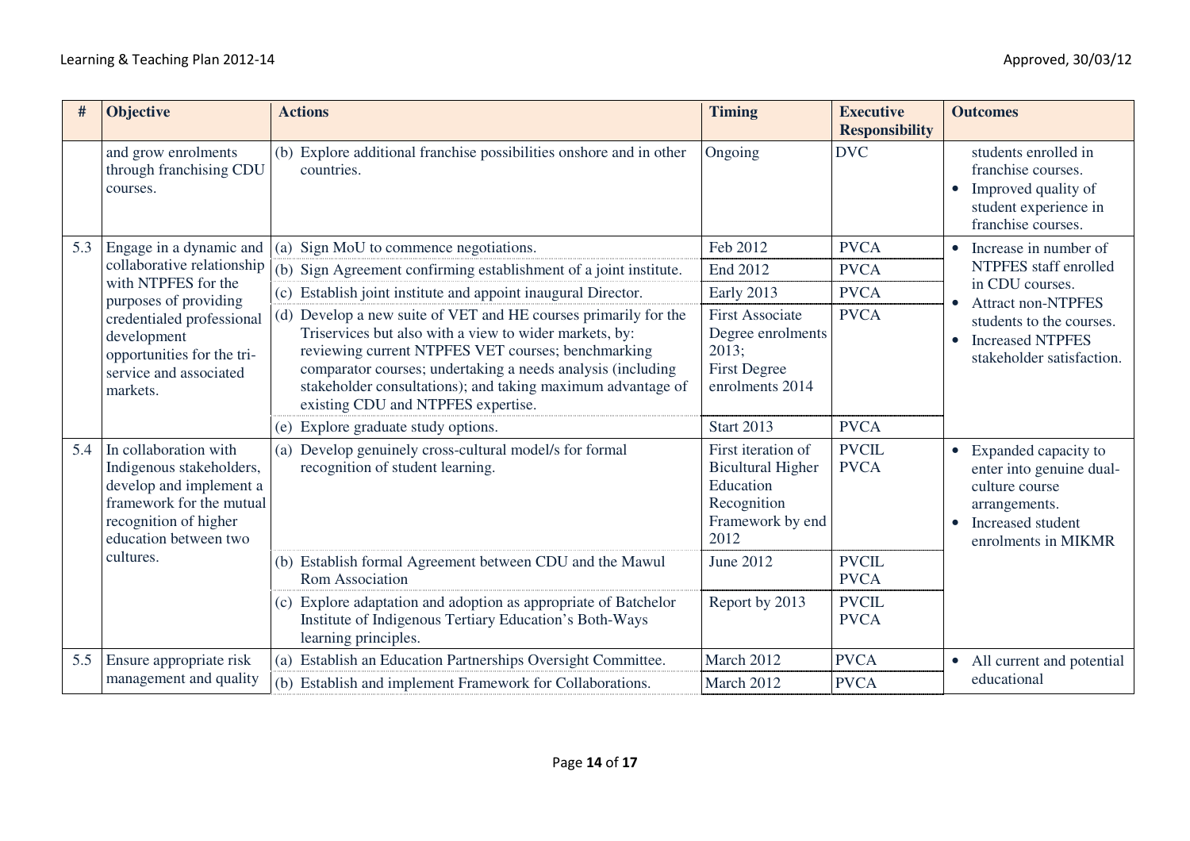| # | Objective | Actions | Timing | Executive Responsibility | Outcomes |
|---|---|---|---|---|---|
| | and grow enrolments through franchising CDU courses. | (b) Explore additional franchise possibilities onshore and in other countries. | Ongoing | DVC | students enrolled in franchise courses.<br>• Improved quality of student experience in franchise courses. |
| 5.3 | Engage in a dynamic and collaborative relationship with NTPFES for the purposes of providing credentialed professional development opportunities for the tri-service and associated markets. | (a) Sign MoU to commence negotiations. | Feb 2012 | PVCA | • Increase in number of NTPFES staff enrolled in CDU courses.<br>• Attract non-NTPFES students to the courses.<br>• Increased NTPFES stakeholder satisfaction. |
| | | (b) Sign Agreement confirming establishment of a joint institute. | End 2012 | PVCA | |
| | | (c) Establish joint institute and appoint inaugural Director. | Early 2013 | PVCA | |
| | | (d) Develop a new suite of VET and HE courses primarily for the Triservices but also with a view to wider markets, by: reviewing current NTPFES VET courses; benchmarking comparator courses; undertaking a needs analysis (including stakeholder consultations); and taking maximum advantage of existing CDU and NTPFES expertise. | First Associate Degree enrolments 2013;<br>First Degree enrolments 2014 | PVCA | |
| | | (e) Explore graduate study options. | Start 2013 | PVCA | |
| 5.4 | In collaboration with Indigenous stakeholders, develop and implement a framework for the mutual recognition of higher education between two cultures. | (a) Develop genuinely cross-cultural model/s for formal recognition of student learning. | First iteration of Bicultural Higher Education Recognition Framework by end 2012 | PVCIL<br>PVCA | • Expanded capacity to enter into genuine dual-culture course arrangements.<br>• Increased student enrolments in MIKMR |
| | | (b) Establish formal Agreement between CDU and the Mawul Rom Association | June 2012 | PVCIL<br>PVCA | |
| | | (c) Explore adaptation and adoption as appropriate of Batchelor Institute of Indigenous Tertiary Education's Both-Ways learning principles. | Report by 2013 | PVCIL<br>PVCA | |
| 5.5 | Ensure appropriate risk management and quality | (a) Establish an Education Partnerships Oversight Committee. | March 2012 | PVCA | • All current and potential educational |
| | | (b) Establish and implement Framework for Collaborations. | March 2012 | PVCA | |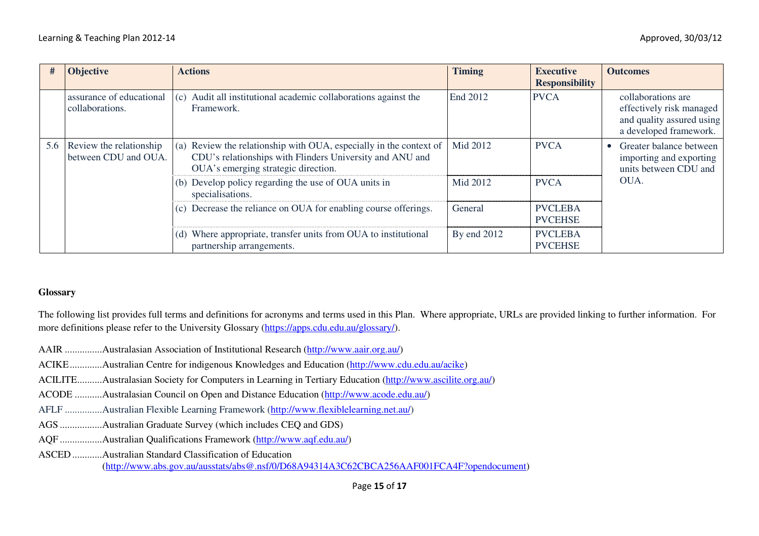| # | Objective | Actions | Timing | Executive Responsibility | Outcomes |
|---|---|---|---|---|---|
| | assurance of educational collaborations. | (c) Audit all institutional academic collaborations against the Framework. | End 2012 | PVCA | collaborations are effectively risk managed and quality assured using a developed framework. |
| 5.6 | Review the relationship between CDU and OUA. | (a) Review the relationship with OUA, especially in the context of CDU's relationships with Flinders University and ANU and OUA's emerging strategic direction. | Mid 2012 | PVCA | • Greater balance between importing and exporting units between CDU and OUA. |
| | | (b) Develop policy regarding the use of OUA units in specialisations. | Mid 2012 | PVCA | |
| | | (c) Decrease the reliance on OUA for enabling course offerings. | General | PVCLEBA PVCEHSE | |
| | | (d) Where appropriate, transfer units from OUA to institutional partnership arrangements. | By end 2012 | PVCLEBA PVCEHSE | |

**Glossary**

The following list provides full terms and definitions for acronyms and terms used in this Plan. Where appropriate, URLs are provided linking to further information. For more definitions please refer to the University Glossary (https://apps.cdu.edu.au/glossary/).

AAIR ...............Australasian Association of Institutional Research (http://www.aair.org.au/)

ACIKE.............Australian Centre for indigenous Knowledges and Education (http://www.cdu.edu.au/acike)

ACILITE..........Australasian Society for Computers in Learning in Tertiary Education (http://www.ascilite.org.au/)

ACODE ...........Australasian Council on Open and Distance Education (http://www.acode.edu.au/)

AFLF ...............Australian Flexible Learning Framework (http://www.flexiblelearning.net.au/)

AGS .................Australian Graduate Survey (which includes CEQ and GDS)

AQF .................Australian Qualifications Framework (http://www.aqf.edu.au/)

ASCED ............Australian Standard Classification of Education (http://www.abs.gov.au/ausstats/abs@.nsf/0/D68A94314A3C62CBCA256AAF001FCA4F?opendocument)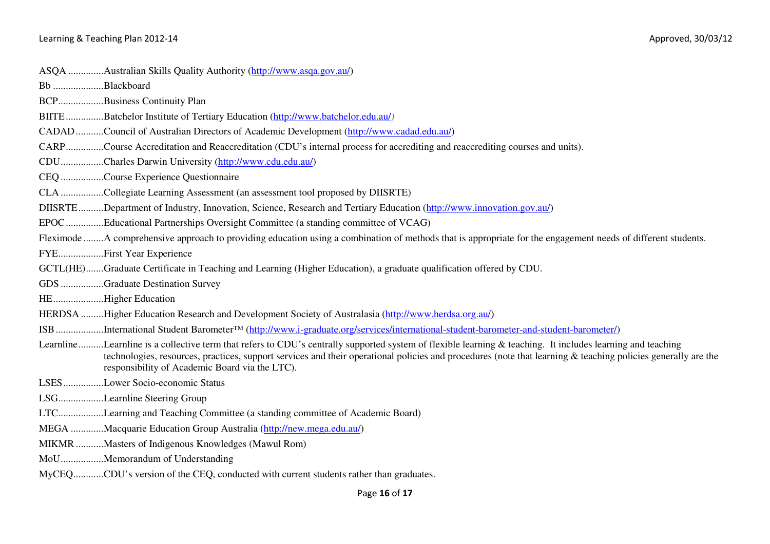ASQA .............Australian Skills Quality Authority (http://www.asqa.gov.au/)

Bb ...................Blackboard

BCP.................Business Continuity Plan

BIITE...............Batchelor Institute of Tertiary Education (http://www.batchelor.edu.au/)

CADAD...........Council of Australian Directors of Academic Development (http://www.cadad.edu.au/)

CARP..............Course Accreditation and Reaccreditation (CDU's internal process for accrediting and reaccrediting courses and units).

CDU................Charles Darwin University (http://www.cdu.edu.au/)

CEQ ................Course Experience Questionnaire

CLA ................Collegiate Learning Assessment (an assessment tool proposed by DIISRTE)

DIISRTE..........Department of Industry, Innovation, Science, Research and Tertiary Education (http://www.innovation.gov.au/)

EPOC..............Educational Partnerships Oversight Committee (a standing committee of VCAG)

Fleximode........A comprehensive approach to providing education using a combination of methods that is appropriate for the engagement needs of different students.

FYE.................First Year Experience

GCTL(HE).......Graduate Certificate in Teaching and Learning (Higher Education), a graduate qualification offered by CDU.

GDS ................Graduate Destination Survey

HE...................Higher Education

HERDSA .........Higher Education Research and Development Society of Australasia (http://www.herdsa.org.au/)

ISB ..................International Student Barometer™ (http://www.i-graduate.org/services/international-student-barometer-and-student-barometer/)

Learnline..........Learnline is a collective term that refers to CDU's centrally supported system of flexible learning & teaching. It includes learning and teaching technologies, resources, practices, support services and their operational policies and procedures (note that learning & teaching policies generally are the responsibility of Academic Board via the LTC).

LSES................Lower Socio-economic Status

LSG.................Learnline Steering Group

LTC.................Learning and Teaching Committee (a standing committee of Academic Board)

MEGA .............Macquarie Education Group Australia (http://new.mega.edu.au/)

MIKMR ...........Masters of Indigenous Knowledges (Mawul Rom)

MoU................Memorandum of Understanding

MyCEQ...........CDU's version of the CEQ, conducted with current students rather than graduates.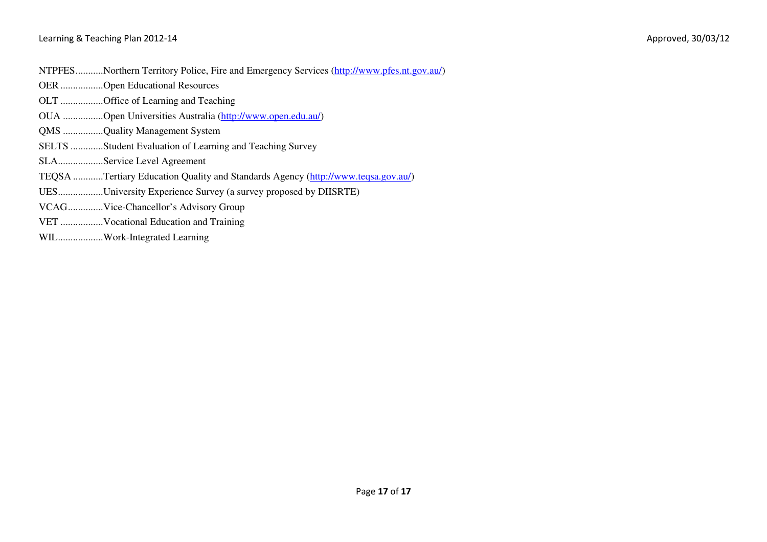NTPFES...........Northern Territory Police, Fire and Emergency Services (http://www.pfes.nt.gov.au/)

OER .................Open Educational Resources

OLT .................Office of Learning and Teaching

OUA ................Open Universities Australia (http://www.open.edu.au/)

QMS ................Quality Management System

SELTS .............Student Evaluation of Learning and Teaching Survey

SLA..................Service Level Agreement

TEQSA ............Tertiary Education Quality and Standards Agency (http://www.teqsa.gov.au/)

UES..................University Experience Survey (a survey proposed by DIISRTE)

VCAG.............Vice-Chancellor's Advisory Group

VET .................Vocational Education and Training

WIL..................Work-Integrated Learning